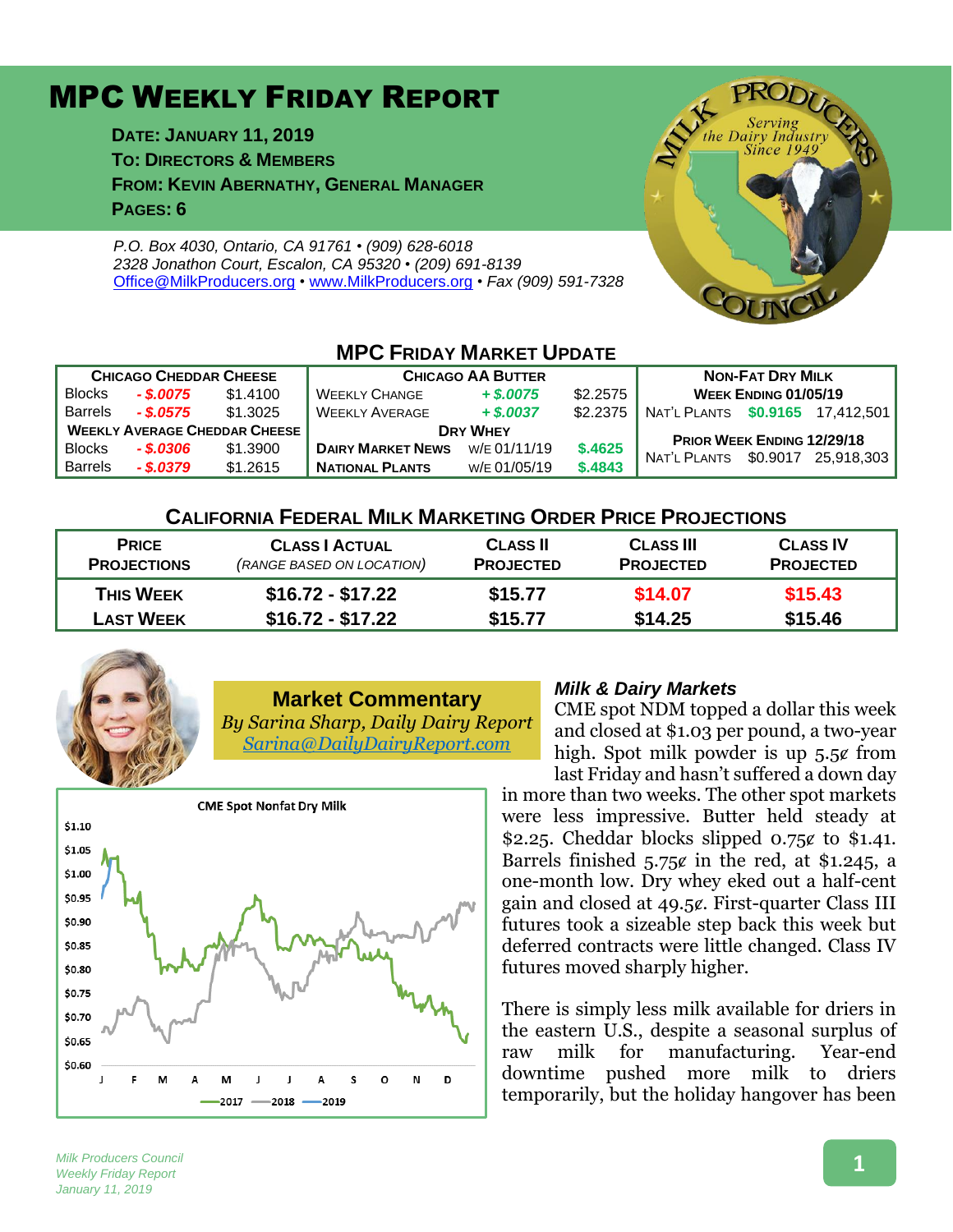# MPC WEEKLY FRIDAY REPORT

**DATE: JANUARY 11, 2019**
**TO: DIRECTORS & MEMBERS**
**FROM: KEVIN ABERNATHY, GENERAL MANAGER**
**PAGES: 6**

*P.O. Box 4030, Ontario, CA 91761 • (909) 628-6018*
*2328 Jonathon Court, Escalon, CA 95320 • (209) 691-8139*
*Office@MilkProducers.org • www.MilkProducers.org • Fax (909) 591-7328*

## MPC FRIDAY MARKET UPDATE

| CHICAGO CHEDDAR CHEESE | | | CHICAGO AA BUTTER | | | NON-FAT DRY MILK | | |
|---|---|---|---|---|---|---|---|---|
| Blocks | - $.0075 | $1.4100 | WEEKLY CHANGE | + $.0075 | $2.2575 | WEEK ENDING 01/05/19 | | |
| Barrels | - $.0575 | $1.3025 | WEEKLY AVERAGE | + $.0037 | $2.2375 | NAT'L PLANTS | $0.9165 | 17,412,501 |
| WEEKLY AVERAGE CHEDDAR CHEESE | | | DRY WHEY | | | PRIOR WEEK ENDING 12/29/18 | | |
| Blocks | - $.0306 | $1.3900 | DAIRY MARKET NEWS | W/E 01/11/19 | $.4625 | NAT'L PLANTS | $0.9017 | 25,918,303 |
| Barrels | - $.0379 | $1.2615 | NATIONAL PLANTS | W/E 01/05/19 | $.4843 | | | |

## CALIFORNIA FEDERAL MILK MARKETING ORDER PRICE PROJECTIONS

| PRICE PROJECTIONS | CLASS I ACTUAL (RANGE BASED ON LOCATION) | CLASS II PROJECTED | CLASS III PROJECTED | CLASS IV PROJECTED |
|---|---|---|---|---|
| THIS WEEK | $16.72 - $17.22 | $15.77 | $14.07 | $15.43 |
| LAST WEEK | $16.72 - $17.22 | $15.77 | $14.25 | $15.46 |

## Market Commentary

*By Sarina Sharp, Daily Dairy Report*
*Sarina@DailyDairyReport.com*

CME Spot Nonfat Dry Milk (chart: 2017, 2018, 2019)

### *Milk & Dairy Markets*

CME spot NDM topped a dollar this week and closed at $1.03 per pound, a two-year high. Spot milk powder is up 5.5¢ from last Friday and hasn't suffered a down day in more than two weeks. The other spot markets were less impressive. Butter held steady at $2.25. Cheddar blocks slipped 0.75¢ to $1.41. Barrels finished 5.75¢ in the red, at $1.245, a one-month low. Dry whey eked out a half-cent gain and closed at 49.5¢. First-quarter Class III futures took a sizeable step back this week but deferred contracts were little changed. Class IV futures moved sharply higher.

There is simply less milk available for driers in the eastern U.S., despite a seasonal surplus of raw milk for manufacturing. Year-end downtime pushed more milk to driers temporarily, but the holiday hangover has been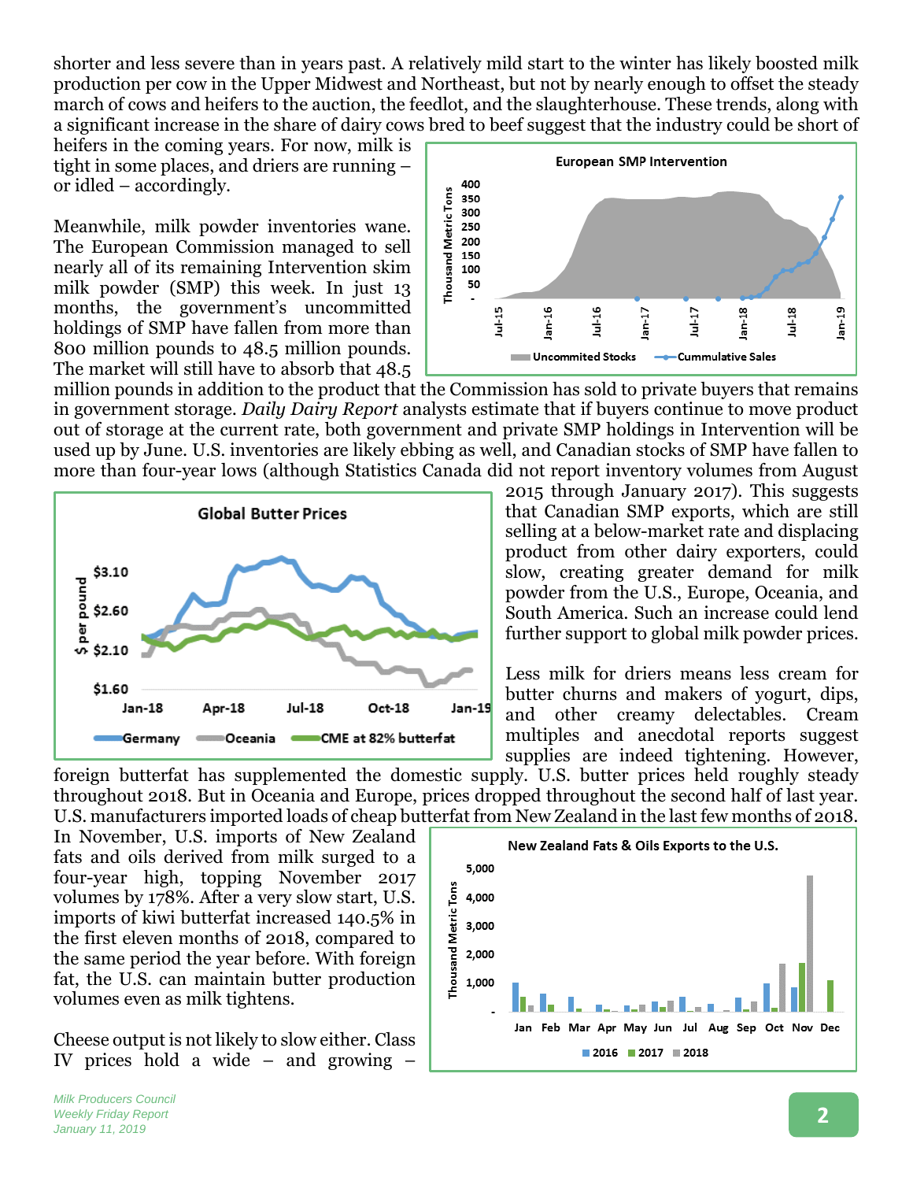shorter and less severe than in years past. A relatively mild start to the winter has likely boosted milk production per cow in the Upper Midwest and Northeast, but not by nearly enough to offset the steady march of cows and heifers to the auction, the feedlot, and the slaughterhouse. These trends, along with a significant increase in the share of dairy cows bred to beef suggest that the industry could be short of heifers in the coming years. For now, milk is tight in some places, and driers are running – or idled – accordingly.

Meanwhile, milk powder inventories wane. The European Commission managed to sell nearly all of its remaining Intervention skim milk powder (SMP) this week. In just 13 months, the government's uncommitted holdings of SMP have fallen from more than 800 million pounds to 48.5 million pounds. The market will still have to absorb that 48.5 million pounds in addition to the product that the Commission has sold to private buyers that remains in government storage. *Daily Dairy Report* analysts estimate that if buyers continue to move product out of storage at the current rate, both government and private SMP holdings in Intervention will be used up by June. U.S. inventories are likely ebbing as well, and Canadian stocks of SMP have fallen to more than four-year lows (although Statistics Canada did not report inventory volumes from August 2015 through January 2017). This suggests that Canadian SMP exports, which are still selling at a below-market rate and displacing product from other dairy exporters, could slow, creating greater demand for milk powder from the U.S., Europe, Oceania, and South America. Such an increase could lend further support to global milk powder prices.

Less milk for driers means less cream for butter churns and makers of yogurt, dips, and other creamy delectables. Cream multiples and anecdotal reports suggest supplies are indeed tightening. However, foreign butterfat has supplemented the domestic supply. U.S. butter prices held roughly steady throughout 2018. But in Oceania and Europe, prices dropped throughout the second half of last year. U.S. manufacturers imported loads of cheap butterfat from New Zealand in the last few months of 2018. In November, U.S. imports of New Zealand fats and oils derived from milk surged to a four-year high, topping November 2017 volumes by 178%. After a very slow start, U.S. imports of kiwi butterfat increased 140.5% in the first eleven months of 2018, compared to the same period the year before. With foreign fat, the U.S. can maintain butter production volumes even as milk tightens.

Cheese output is not likely to slow either. Class IV prices hold a wide – and growing –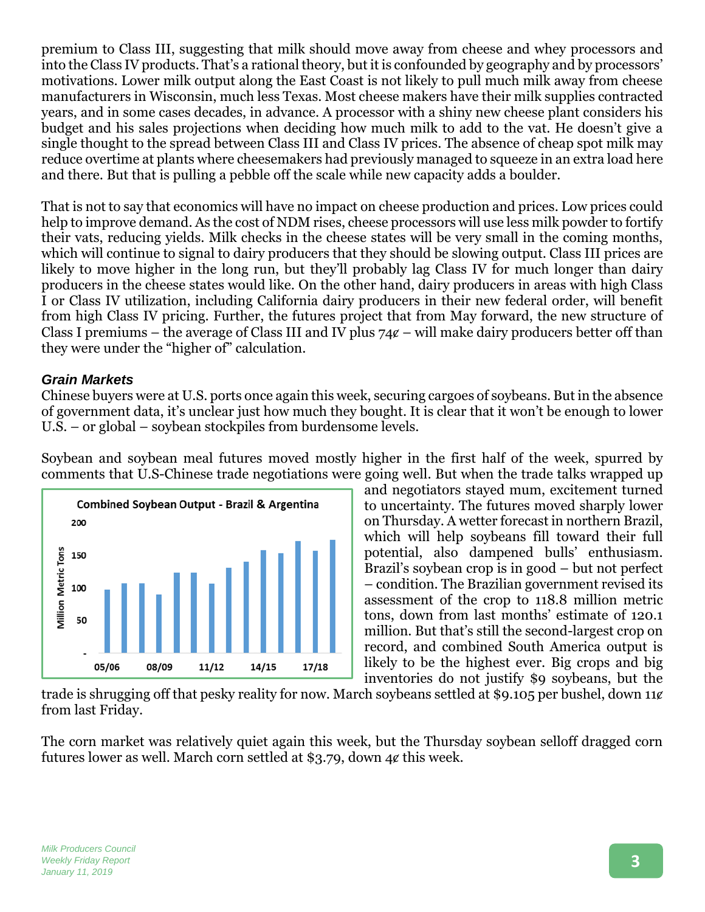premium to Class III, suggesting that milk should move away from cheese and whey processors and into the Class IV products. That's a rational theory, but it is confounded by geography and by processors' motivations. Lower milk output along the East Coast is not likely to pull much milk away from cheese manufacturers in Wisconsin, much less Texas. Most cheese makers have their milk supplies contracted years, and in some cases decades, in advance. A processor with a shiny new cheese plant considers his budget and his sales projections when deciding how much milk to add to the vat. He doesn't give a single thought to the spread between Class III and Class IV prices. The absence of cheap spot milk may reduce overtime at plants where cheesemakers had previously managed to squeeze in an extra load here and there. But that is pulling a pebble off the scale while new capacity adds a boulder.

That is not to say that economics will have no impact on cheese production and prices. Low prices could help to improve demand. As the cost of NDM rises, cheese processors will use less milk powder to fortify their vats, reducing yields. Milk checks in the cheese states will be very small in the coming months, which will continue to signal to dairy producers that they should be slowing output. Class III prices are likely to move higher in the long run, but they'll probably lag Class IV for much longer than dairy producers in the cheese states would like. On the other hand, dairy producers in areas with high Class I or Class IV utilization, including California dairy producers in their new federal order, will benefit from high Class IV pricing. Further, the futures project that from May forward, the new structure of Class I premiums – the average of Class III and IV plus 74¢ – will make dairy producers better off than they were under the "higher of" calculation.

### *Grain Markets*

Chinese buyers were at U.S. ports once again this week, securing cargoes of soybeans. But in the absence of government data, it's unclear just how much they bought. It is clear that it won't be enough to lower U.S. – or global – soybean stockpiles from burdensome levels.

Soybean and soybean meal futures moved mostly higher in the first half of the week, spurred by comments that U.S-Chinese trade negotiations were going well. But when the trade talks wrapped up and negotiators stayed mum, excitement turned to uncertainty. The futures moved sharply lower on Thursday. A wetter forecast in northern Brazil, which will help soybeans fill toward their full potential, also dampened bulls' enthusiasm. Brazil's soybean crop is in good – but not perfect – condition. The Brazilian government revised its assessment of the crop to 118.8 million metric tons, down from last months' estimate of 120.1 million. But that's still the second-largest crop on record, and combined South America output is likely to be the highest ever. Big crops and big inventories do not justify $9 soybeans, but the trade is shrugging off that pesky reality for now. March soybeans settled at $9.105 per bushel, down 11¢ from last Friday.

**Combined Soybean Output - Brazil & Argentina** (Million Metric Tons; 05/06 through 18/19)

The corn market was relatively quiet again this week, but the Thursday soybean selloff dragged corn futures lower as well. March corn settled at $3.79, down 4¢ this week.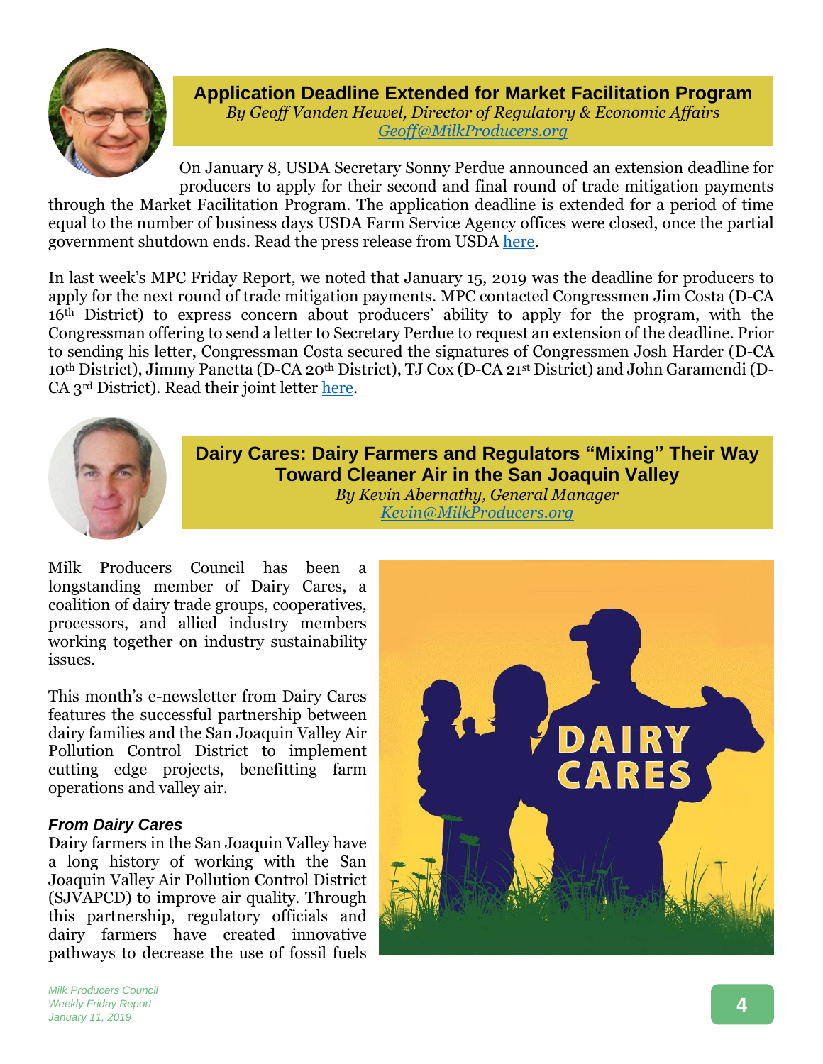## Application Deadline Extended for Market Facilitation Program

*By Geoff Vanden Heuvel, Director of Regulatory & Economic Affairs*
*Geoff@MilkProducers.org*

On January 8, USDA Secretary Sonny Perdue announced an extension deadline for producers to apply for their second and final round of trade mitigation payments through the Market Facilitation Program. The application deadline is extended for a period of time equal to the number of business days USDA Farm Service Agency offices were closed, once the partial government shutdown ends. Read the press release from USDA here.

In last week's MPC Friday Report, we noted that January 15, 2019 was the deadline for producers to apply for the next round of trade mitigation payments. MPC contacted Congressmen Jim Costa (D-CA 16th District) to express concern about producers' ability to apply for the program, with the Congressman offering to send a letter to Secretary Perdue to request an extension of the deadline. Prior to sending his letter, Congressman Costa secured the signatures of Congressmen Josh Harder (D-CA 10th District), Jimmy Panetta (D-CA 20th District), TJ Cox (D-CA 21st District) and John Garamendi (D-CA 3rd District). Read their joint letter here.

## Dairy Cares: Dairy Farmers and Regulators "Mixing" Their Way Toward Cleaner Air in the San Joaquin Valley

*By Kevin Abernathy, General Manager*
*Kevin@MilkProducers.org*

Milk Producers Council has been a longstanding member of Dairy Cares, a coalition of dairy trade groups, cooperatives, processors, and allied industry members working together on industry sustainability issues.

This month's e-newsletter from Dairy Cares features the successful partnership between dairy families and the San Joaquin Valley Air Pollution Control District to implement cutting edge projects, benefitting farm operations and valley air.

***From Dairy Cares***

Dairy farmers in the San Joaquin Valley have a long history of working with the San Joaquin Valley Air Pollution Control District (SJVAPCD) to improve air quality. Through this partnership, regulatory officials and dairy farmers have created innovative pathways to decrease the use of fossil fuels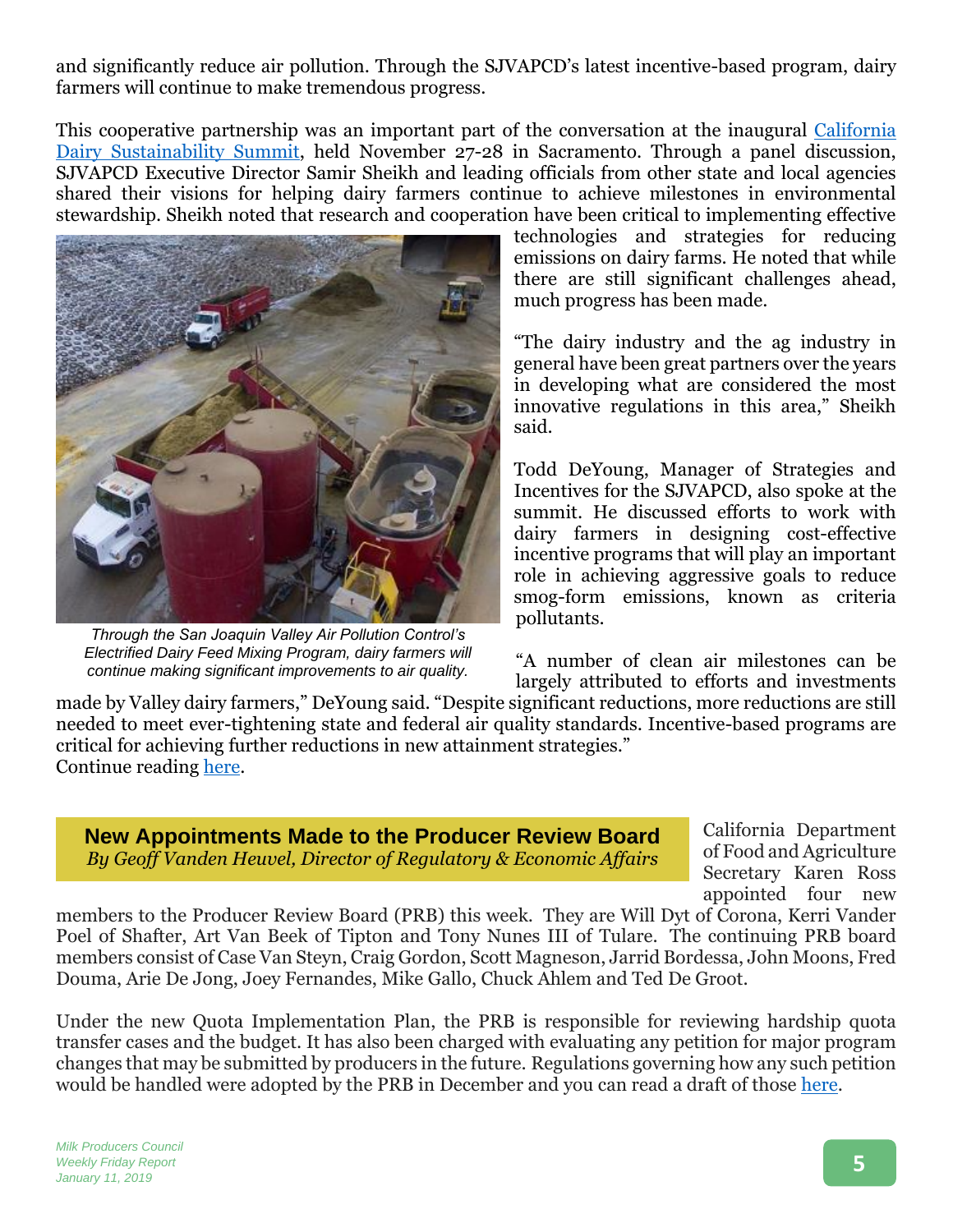and significantly reduce air pollution. Through the SJVAPCD's latest incentive-based program, dairy farmers will continue to make tremendous progress.

This cooperative partnership was an important part of the conversation at the inaugural California Dairy Sustainability Summit, held November 27-28 in Sacramento. Through a panel discussion, SJVAPCD Executive Director Samir Sheikh and leading officials from other state and local agencies shared their visions for helping dairy farmers continue to achieve milestones in environmental stewardship. Sheikh noted that research and cooperation have been critical to implementing effective technologies and strategies for reducing emissions on dairy farms. He noted that while there are still significant challenges ahead, much progress has been made.

*Through the San Joaquin Valley Air Pollution Control's Electrified Dairy Feed Mixing Program, dairy farmers will continue making significant improvements to air quality.*

"The dairy industry and the ag industry in general have been great partners over the years in developing what are considered the most innovative regulations in this area," Sheikh said.

Todd DeYoung, Manager of Strategies and Incentives for the SJVAPCD, also spoke at the summit. He discussed efforts to work with dairy farmers in designing cost-effective incentive programs that will play an important role in achieving aggressive goals to reduce smog-form emissions, known as criteria pollutants.

"A number of clean air milestones can be largely attributed to efforts and investments made by Valley dairy farmers," DeYoung said. "Despite significant reductions, more reductions are still needed to meet ever-tightening state and federal air quality standards. Incentive-based programs are critical for achieving further reductions in new attainment strategies."
Continue reading here.

## New Appointments Made to the Producer Review Board

*By Geoff Vanden Heuvel, Director of Regulatory & Economic Affairs*

California Department of Food and Agriculture Secretary Karen Ross appointed four new members to the Producer Review Board (PRB) this week. They are Will Dyt of Corona, Kerri Vander Poel of Shafter, Art Van Beek of Tipton and Tony Nunes III of Tulare. The continuing PRB board members consist of Case Van Steyn, Craig Gordon, Scott Magneson, Jarrid Bordessa, John Moons, Fred Douma, Arie De Jong, Joey Fernandes, Mike Gallo, Chuck Ahlem and Ted De Groot.

Under the new Quota Implementation Plan, the PRB is responsible for reviewing hardship quota transfer cases and the budget. It has also been charged with evaluating any petition for major program changes that may be submitted by producers in the future. Regulations governing how any such petition would be handled were adopted by the PRB in December and you can read a draft of those here.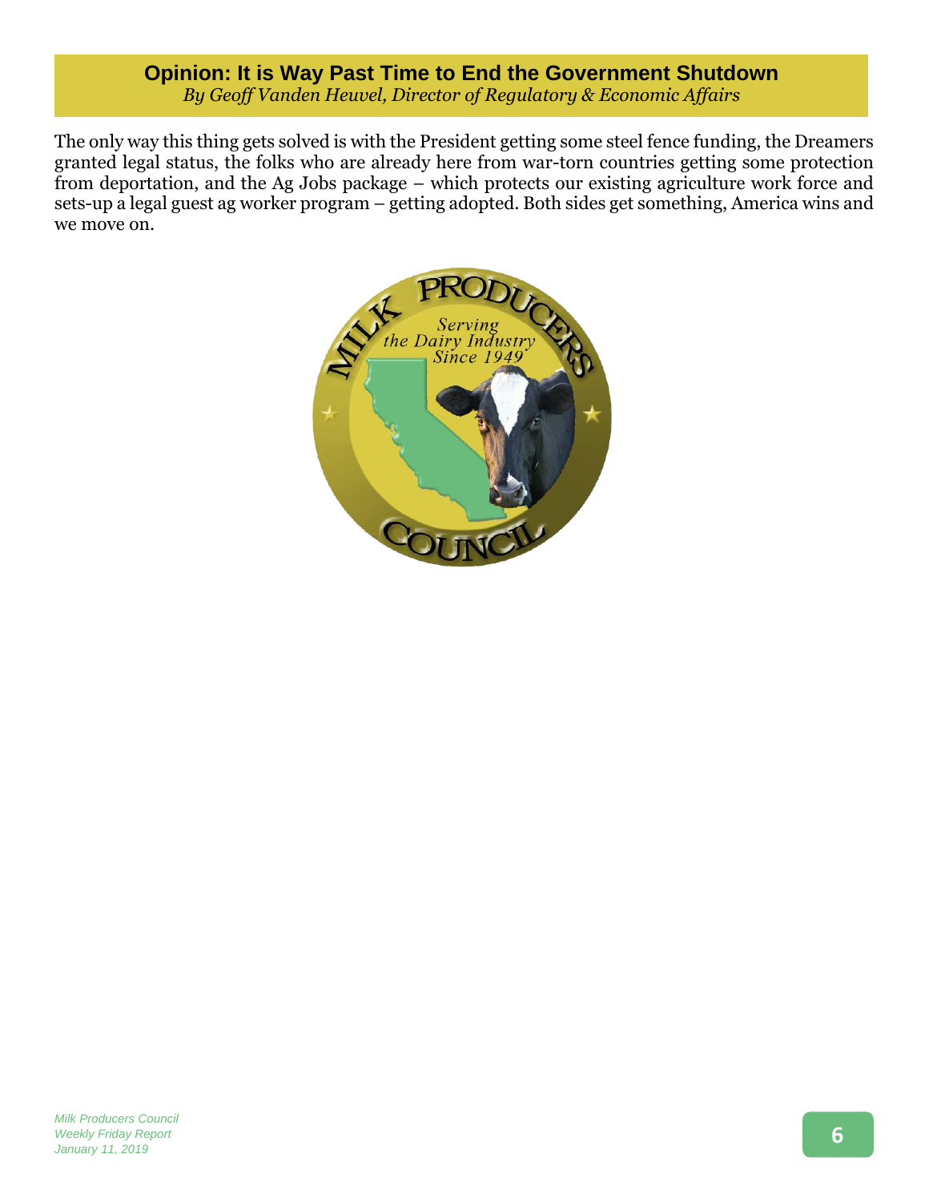## Opinion: It is Way Past Time to End the Government Shutdown

*By Geoff Vanden Heuvel, Director of Regulatory & Economic Affairs*

The only way this thing gets solved is with the President getting some steel fence funding, the Dreamers granted legal status, the folks who are already here from war-torn countries getting some protection from deportation, and the Ag Jobs package – which protects our existing agriculture work force and sets-up a legal guest ag worker program – getting adopted. Both sides get something, America wins and we move on.